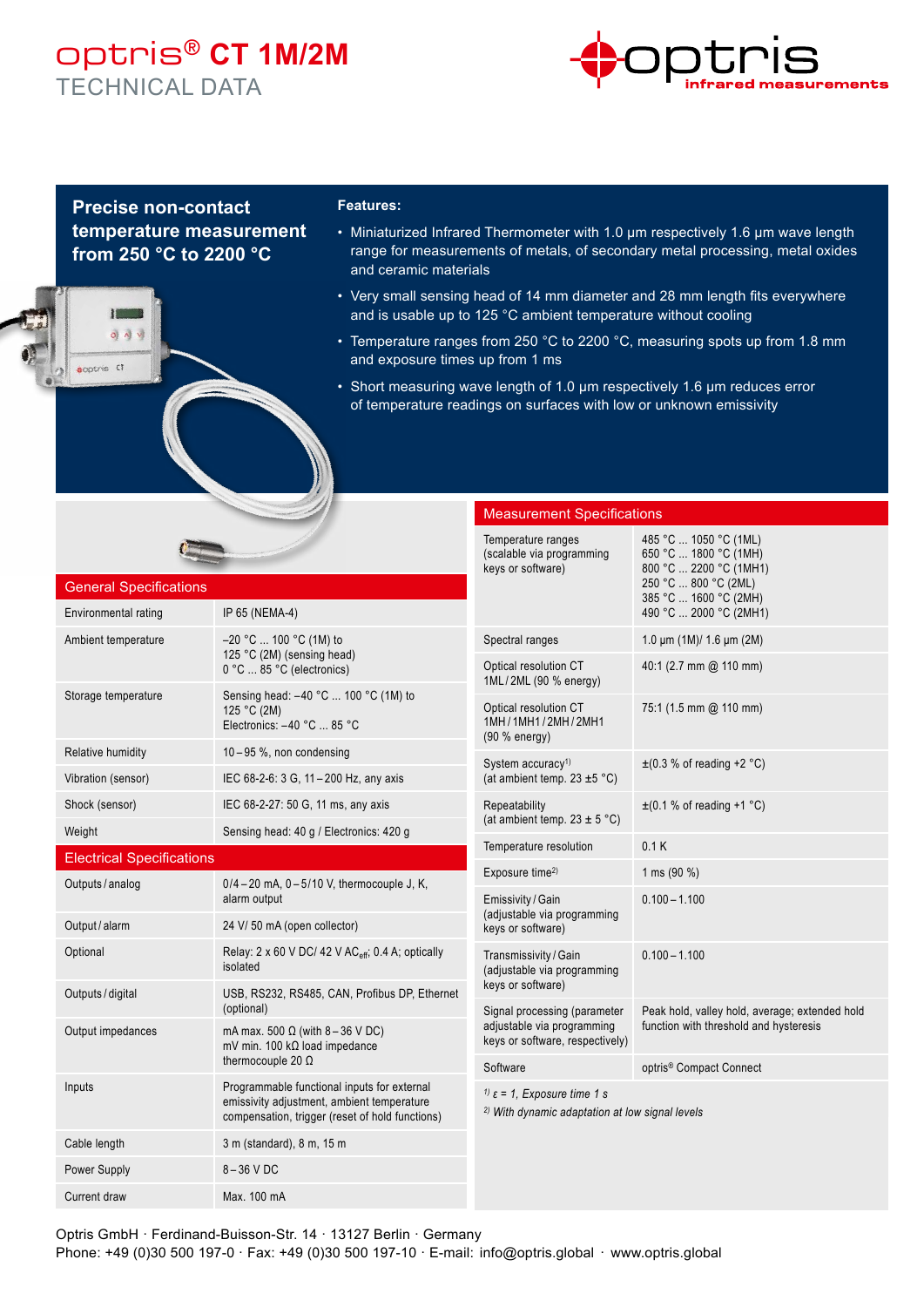# optris® CT 1M/2M

## TECHNICAL DATA

optris infrared measurements

**Precise non-contact temperature measurement from 250 °C to 2200 °C**

**Features:**

- Miniaturized Infrared Thermometer with 1.0 µm respectively 1.6 µm wave length range for measurements of metals, of secondary metal processing, metal oxides and ceramic materials
- Very small sensing head of 14 mm diameter and 28 mm length fits everywhere and is usable up to 125 °C ambient temperature without cooling
- Temperature ranges from 250 °C to 2200 °C, measuring spots up from 1.8 mm and exposure times up from 1 ms
- Short measuring wave length of 1.0 µm respectively 1.6 µm reduces error of temperature readings on surfaces with low or unknown emissivity

### General Specifications

| | |
|---|---|
| Environmental rating | IP 65 (NEMA-4) |
| Ambient temperature | –20 °C ... 100 °C (1M) to 125 °C (2M) (sensing head) 0 °C ... 85 °C (electronics) |
| Storage temperature | Sensing head: –40 °C ... 100 °C (1M) to 125 °C (2M) Electronics: –40 °C ... 85 °C |
| Relative humidity | 10 – 95 %, non condensing |
| Vibration (sensor) | IEC 68-2-6: 3 G, 11 – 200 Hz, any axis |
| Shock (sensor) | IEC 68-2-27: 50 G, 11 ms, any axis |
| Weight | Sensing head: 40 g / Electronics: 420 g |

### Electrical Specifications

| | |
|---|---|
| Outputs / analog | 0/4 – 20 mA, 0 – 5/10 V, thermocouple J, K, alarm output |
| Output / alarm | 24 V/ 50 mA (open collector) |
| Optional | Relay: 2 x 60 V DC/ 42 V $AC_{eff}$; 0.4 A; optically isolated |
| Outputs / digital | USB, RS232, RS485, CAN, Profibus DP, Ethernet (optional) |
| Output impedances | mA max. 500 Ω (with 8 – 36 V DC) mV min. 100 kΩ load impedance thermocouple 20 Ω |
| Inputs | Programmable functional inputs for external emissivity adjustment, ambient temperature compensation, trigger (reset of hold functions) |
| Cable length | 3 m (standard), 8 m, 15 m |
| Power Supply | 8 – 36 V DC |
| Current draw | Max. 100 mA |

### Measurement Specifications

| | |
|---|---|
| Temperature ranges (scalable via programming keys or software) | 485 °C ... 1050 °C (1ML) 650 °C ... 1800 °C (1MH) 800 °C ... 2200 °C (1MH1) 250 °C ... 800 °C (2ML) 385 °C ... 1600 °C (2MH) 490 °C ... 2000 °C (2MH1) |
| Spectral ranges | 1.0 µm (1M)/ 1.6 µm (2M) |
| Optical resolution CT 1ML / 2ML (90 % energy) | 40:1 (2.7 mm @ 110 mm) |
| Optical resolution CT 1MH / 1MH1 / 2MH / 2MH1 (90 % energy) | 75:1 (1.5 mm @ 110 mm) |
| System accuracy[1] (at ambient temp. 23 ±5 °C) | ±(0.3 % of reading +2 °C) |
| Repeatability (at ambient temp. 23 ± 5 °C) | ±(0.1 % of reading +1 °C) |
| Temperature resolution | 0.1 K |
| Exposure time[2] | 1 ms (90 %) |
| Emissivity / Gain (adjustable via programming keys or software) | 0.100 – 1.100 |
| Transmissivity / Gain (adjustable via programming keys or software) | 0.100 – 1.100 |
| Signal processing (parameter adjustable via programming keys or software, respectively) | Peak hold, valley hold, average; extended hold function with threshold and hysteresis |
| Software | optris® Compact Connect |

*[1] $\varepsilon$ = 1, Exposure time 1 s*

*[2] With dynamic adaptation at low signal levels*

Optris GmbH · Ferdinand-Buisson-Str. 14 · 13127 Berlin · Germany
Phone: +49 (0)30 500 197-0 · Fax: +49 (0)30 500 197-10 · E-mail: info@optris.global · www.optris.global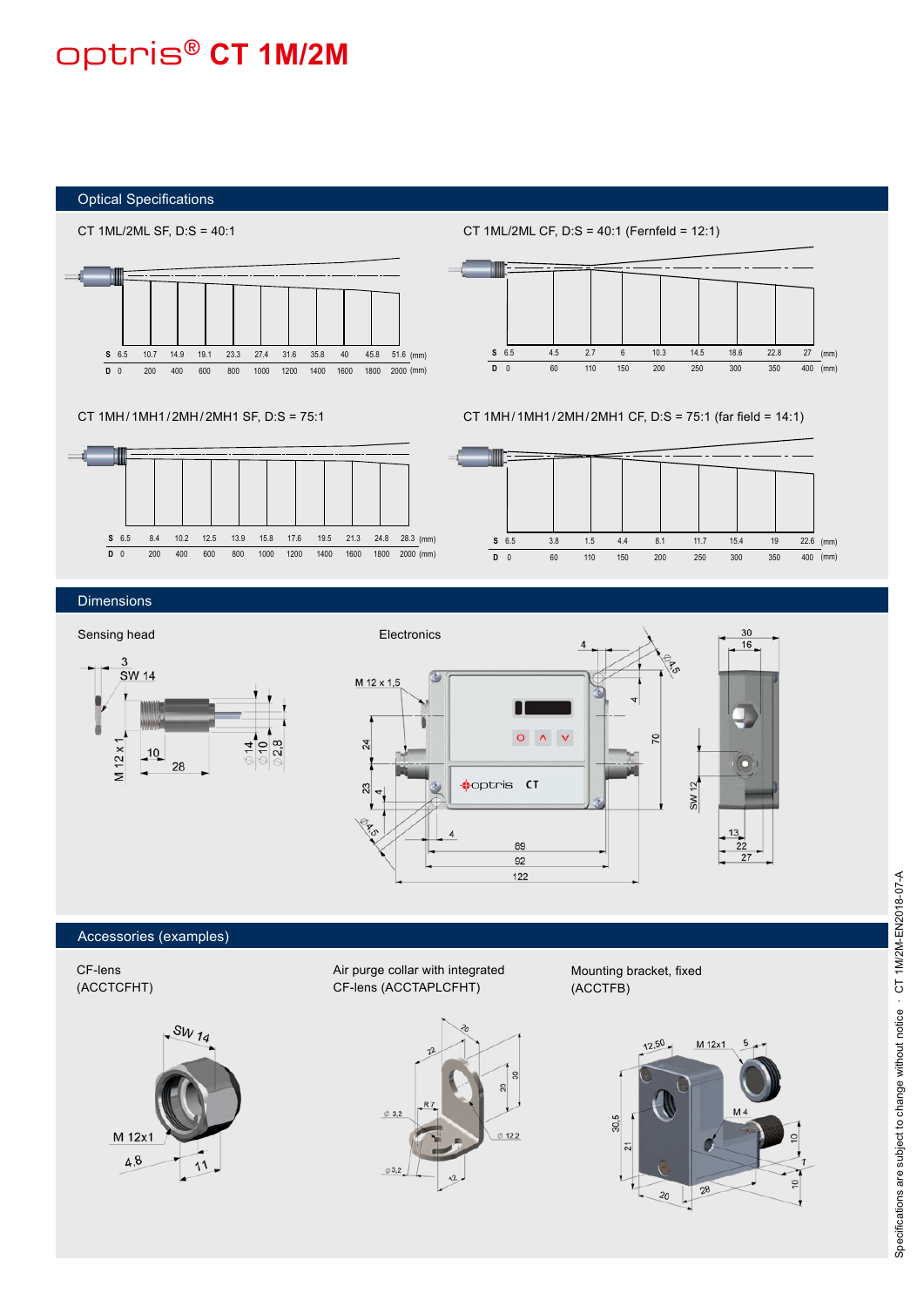# optris® CT 1M/2M

## Optical Specifications

CT 1ML/2ML SF, D:S = 40:1

S 6.5 10.7 14.9 19.1 23.3 27.4 31.6 35.8 40 45.8 51.6 (mm)
D 0 200 400 600 800 1000 1200 1400 1600 1800 2000 (mm)

CT 1ML/2ML CF, D:S = 40:1 (Fernfeld = 12:1)

S 6.5 4.5 2.7 6 10.3 14.5 18.6 22.8 27 (mm)
D 0 60 110 150 200 250 300 350 400 (mm)

CT 1MH / 1MH1 / 2MH / 2MH1 SF, D:S = 75:1

S 6.5 8.4 10.2 12.5 13.9 15.8 17.6 19.5 21.3 24.8 28.3 (mm)
D 0 200 400 600 800 1000 1200 1400 1600 1800 2000 (mm)

CT 1MH / 1MH1 / 2MH / 2MH1 CF, D:S = 75:1 (far field = 14:1)

S 6.5 3.8 1.5 4.4 8.1 11.7 15.4 19 22.6 (mm)
D 0 60 110 150 200 250 300 350 400 (mm)

## Dimensions

Sensing head

3
SW 14
M 12 x 1
10
28
Ø 14
Ø 10
Ø 2.8

Electronics

M 12 x 1,5
4
Ø 4,5
4
70
24
23
4
Ø 4,5
4
89
92
122
30
16
SW 12
13
22
27

## Accessories (examples)

CF-lens
(ACCTCFHT)

SW 14
M 12x1
4,8
11

Air purge collar with integrated
CF-lens (ACCTAPLCFHT)

20
22
20
30
Ø 3,2
R 7
Ø 12,2
Ø 3,2
12

Mounting bracket, fixed
(ACCTFB)

12,50
M 12x1
5
M 4
30,5
21
10
7
10
20
28

Specifications are subject to change without notice · CT 1M/2M-EN2018-07-A